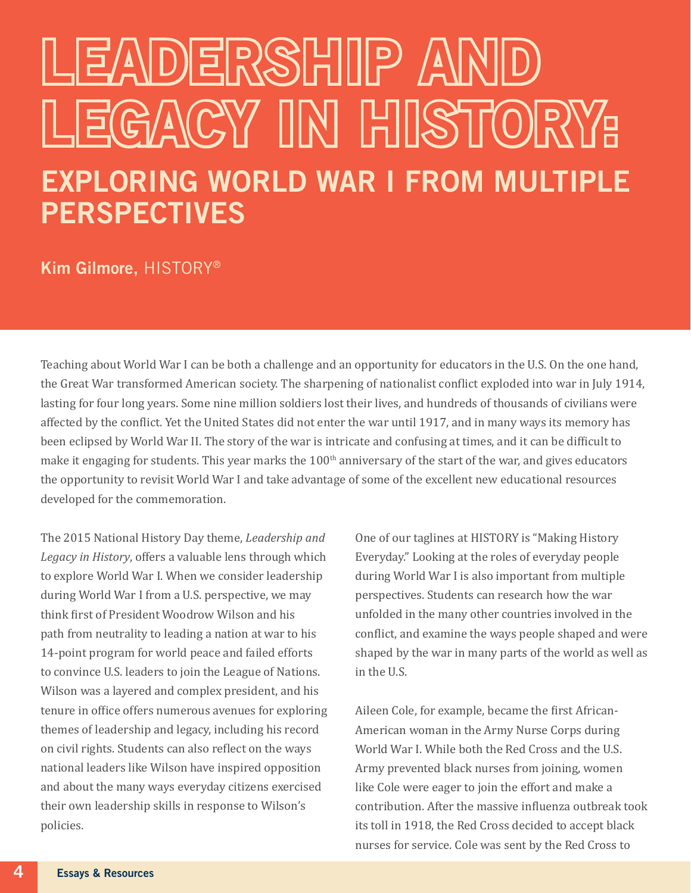# LEADERSHIP AND LEGACY IN HISTORY:

## EXPLORING WORLD WAR I FROM MULTIPLE PERSPECTIVES

**Kim Gilmore,** HISTORY®

Teaching about World War I can be both a challenge and an opportunity for educators in the U.S. On the one hand, the Great War transformed American society. The sharpening of nationalist conflict exploded into war in July 1914, lasting for four long years. Some nine million soldiers lost their lives, and hundreds of thousands of civilians were affected by the conflict. Yet the United States did not enter the war until 1917, and in many ways its memory has been eclipsed by World War II. The story of the war is intricate and confusing at times, and it can be difficult to make it engaging for students. This year marks the 100th anniversary of the start of the war, and gives educators the opportunity to revisit World War I and take advantage of some of the excellent new educational resources developed for the commemoration.

The 2015 National History Day theme, *Leadership and Legacy in History*, offers a valuable lens through which to explore World War I. When we consider leadership during World War I from a U.S. perspective, we may think first of President Woodrow Wilson and his path from neutrality to leading a nation at war to his 14-point program for world peace and failed efforts to convince U.S. leaders to join the League of Nations. Wilson was a layered and complex president, and his tenure in office offers numerous avenues for exploring themes of leadership and legacy, including his record on civil rights. Students can also reflect on the ways national leaders like Wilson have inspired opposition and about the many ways everyday citizens exercised their own leadership skills in response to Wilson's policies.

One of our taglines at HISTORY is "Making History Everyday." Looking at the roles of everyday people during World War I is also important from multiple perspectives. Students can research how the war unfolded in the many other countries involved in the conflict, and examine the ways people shaped and were shaped by the war in many parts of the world as well as in the U.S.

Aileen Cole, for example, became the first African-American woman in the Army Nurse Corps during World War I. While both the Red Cross and the U.S. Army prevented black nurses from joining, women like Cole were eager to join the effort and make a contribution. After the massive influenza outbreak took its toll in 1918, the Red Cross decided to accept black nurses for service. Cole was sent by the Red Cross to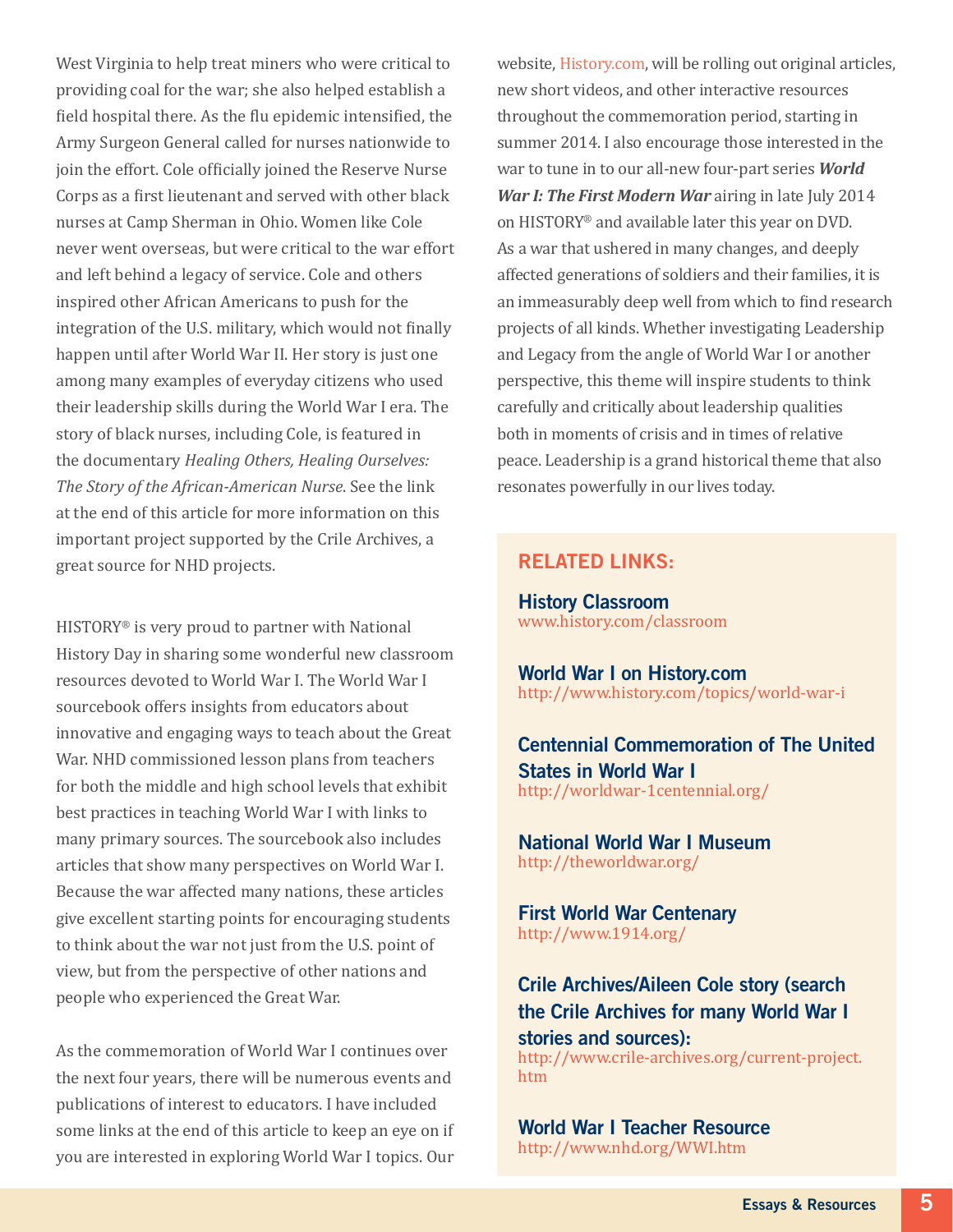West Virginia to help treat miners who were critical to providing coal for the war; she also helped establish a field hospital there. As the flu epidemic intensified, the Army Surgeon General called for nurses nationwide to join the effort. Cole officially joined the Reserve Nurse Corps as a first lieutenant and served with other black nurses at Camp Sherman in Ohio. Women like Cole never went overseas, but were critical to the war effort and left behind a legacy of service. Cole and others inspired other African Americans to push for the integration of the U.S. military, which would not finally happen until after World War II. Her story is just one among many examples of everyday citizens who used their leadership skills during the World War I era. The story of black nurses, including Cole, is featured in the documentary *Healing Others, Healing Ourselves: The Story of the African-American Nurse*. See the link at the end of this article for more information on this important project supported by the Crile Archives, a great source for NHD projects.

HISTORY® is very proud to partner with National History Day in sharing some wonderful new classroom resources devoted to World War I. The World War I sourcebook offers insights from educators about innovative and engaging ways to teach about the Great War. NHD commissioned lesson plans from teachers for both the middle and high school levels that exhibit best practices in teaching World War I with links to many primary sources. The sourcebook also includes articles that show many perspectives on World War I. Because the war affected many nations, these articles give excellent starting points for encouraging students to think about the war not just from the U.S. point of view, but from the perspective of other nations and people who experienced the Great War.

As the commemoration of World War I continues over the next four years, there will be numerous events and publications of interest to educators. I have included some links at the end of this article to keep an eye on if you are interested in exploring World War I topics. Our website, History.com, will be rolling out original articles, new short videos, and other interactive resources throughout the commemoration period, starting in summer 2014. I also encourage those interested in the war to tune in to our all-new four-part series ***World War I: The First Modern War*** airing in late July 2014 on HISTORY® and available later this year on DVD. As a war that ushered in many changes, and deeply affected generations of soldiers and their families, it is an immeasurably deep well from which to find research projects of all kinds. Whether investigating Leadership and Legacy from the angle of World War I or another perspective, this theme will inspire students to think carefully and critically about leadership qualities both in moments of crisis and in times of relative peace. Leadership is a grand historical theme that also resonates powerfully in our lives today.

## RELATED LINKS:

**History Classroom**
www.history.com/classroom

**World War I on History.com**
http://www.history.com/topics/world-war-i

**Centennial Commemoration of The United States in World War I**
http://worldwar-1centennial.org/

**National World War I Museum**
http://theworldwar.org/

**First World War Centenary**
http://www.1914.org/

**Crile Archives/Aileen Cole story (search the Crile Archives for many World War I stories and sources):**
http://www.crile-archives.org/current-project.htm

**World War I Teacher Resource**
http://www.nhd.org/WWI.htm